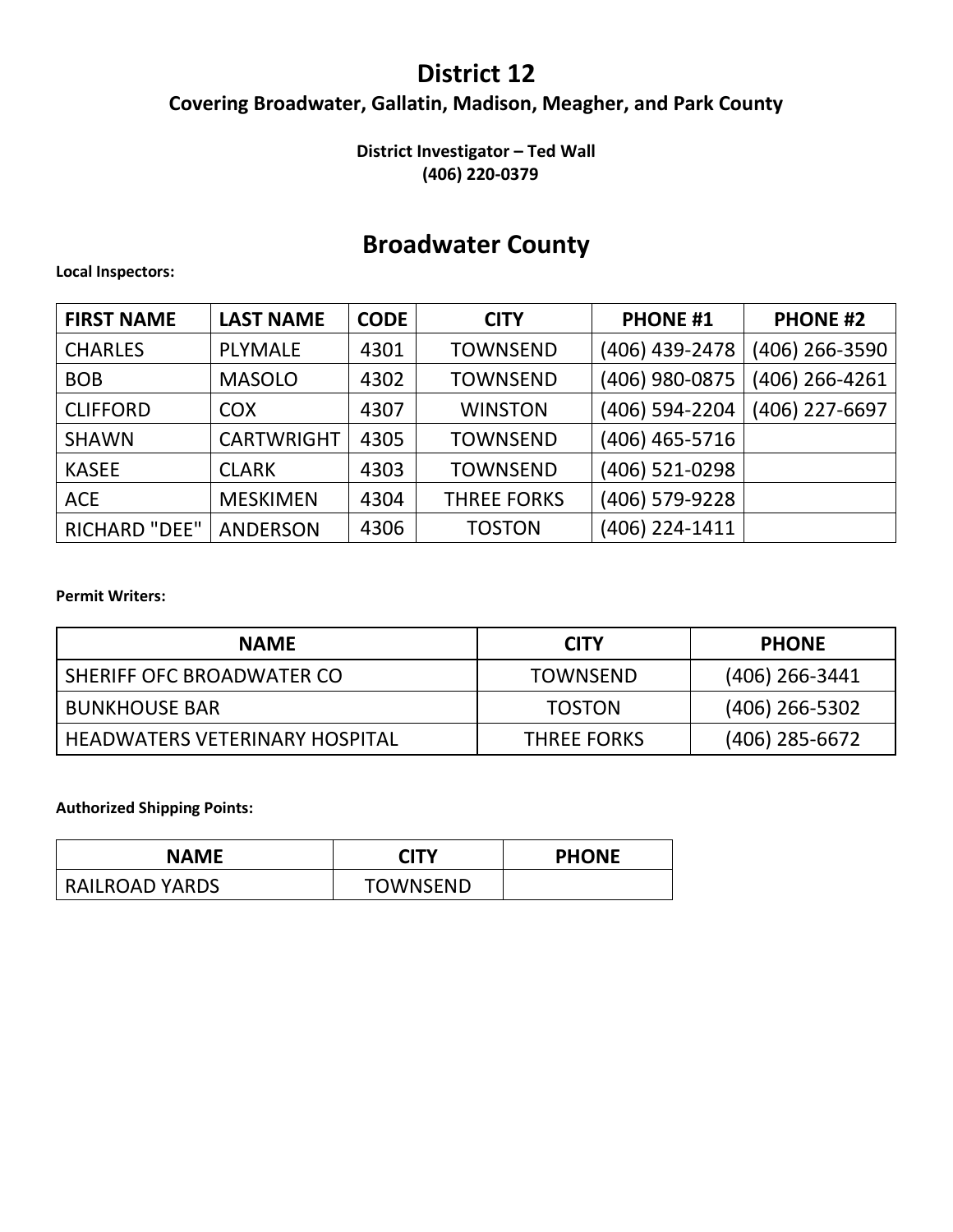# District 12

## Covering Broadwater, Gallatin, Madison, Meagher, and Park County

**District Investigator – Ted Wall**
**(406) 220-0379**

## Broadwater County

**Local Inspectors:**

| FIRST NAME | LAST NAME | CODE | CITY | PHONE #1 | PHONE #2 |
|---|---|---|---|---|---|
| CHARLES | PLYMALE | 4301 | TOWNSEND | (406) 439-2478 | (406) 266-3590 |
| BOB | MASOLO | 4302 | TOWNSEND | (406) 980-0875 | (406) 266-4261 |
| CLIFFORD | COX | 4307 | WINSTON | (406) 594-2204 | (406) 227-6697 |
| SHAWN | CARTWRIGHT | 4305 | TOWNSEND | (406) 465-5716 | |
| KASEE | CLARK | 4303 | TOWNSEND | (406) 521-0298 | |
| ACE | MESKIMEN | 4304 | THREE FORKS | (406) 579-9228 | |
| RICHARD "DEE" | ANDERSON | 4306 | TOSTON | (406) 224-1411 | |

**Permit Writers:**

| NAME | CITY | PHONE |
|---|---|---|
| SHERIFF OFC BROADWATER CO | TOWNSEND | (406) 266-3441 |
| BUNKHOUSE BAR | TOSTON | (406) 266-5302 |
| HEADWATERS VETERINARY HOSPITAL | THREE FORKS | (406) 285-6672 |

**Authorized Shipping Points:**

| NAME | CITY | PHONE |
|---|---|---|
| RAILROAD YARDS | TOWNSEND | |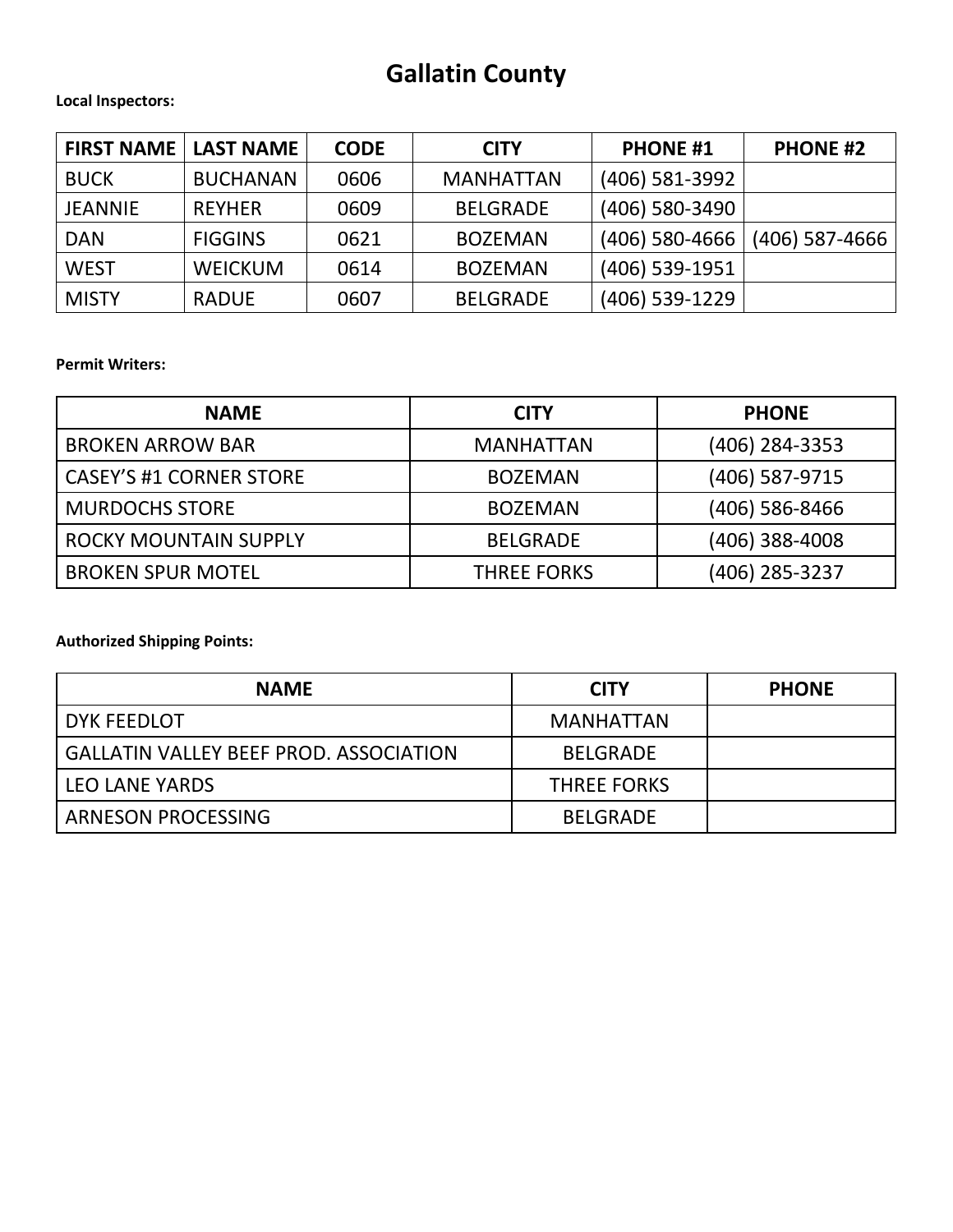# Gallatin County

**Local Inspectors:**

| FIRST NAME | LAST NAME | CODE | CITY | PHONE #1 | PHONE #2 |
|---|---|---|---|---|---|
| BUCK | BUCHANAN | 0606 | MANHATTAN | (406) 581-3992 | |
| JEANNIE | REYHER | 0609 | BELGRADE | (406) 580-3490 | |
| DAN | FIGGINS | 0621 | BOZEMAN | (406) 580-4666 | (406) 587-4666 |
| WEST | WEICKUM | 0614 | BOZEMAN | (406) 539-1951 | |
| MISTY | RADUE | 0607 | BELGRADE | (406) 539-1229 | |

**Permit Writers:**

| NAME | CITY | PHONE |
|---|---|---|
| BROKEN ARROW BAR | MANHATTAN | (406) 284-3353 |
| CASEY'S #1 CORNER STORE | BOZEMAN | (406) 587-9715 |
| MURDOCHS STORE | BOZEMAN | (406) 586-8466 |
| ROCKY MOUNTAIN SUPPLY | BELGRADE | (406) 388-4008 |
| BROKEN SPUR MOTEL | THREE FORKS | (406) 285-3237 |

**Authorized Shipping Points:**

| NAME | CITY | PHONE |
|---|---|---|
| DYK FEEDLOT | MANHATTAN | |
| GALLATIN VALLEY BEEF PROD. ASSOCIATION | BELGRADE | |
| LEO LANE YARDS | THREE FORKS | |
| ARNESON PROCESSING | BELGRADE | |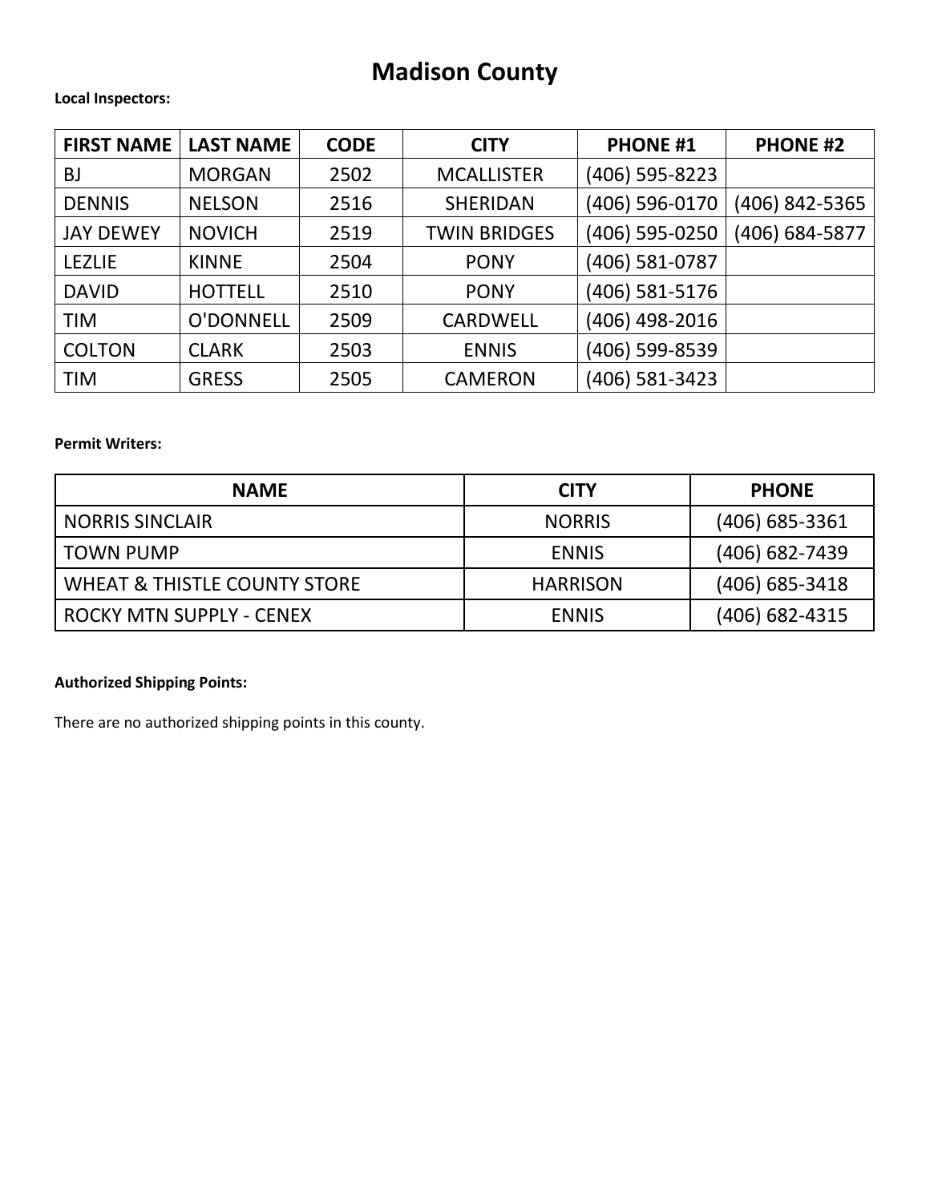# Madison County

**Local Inspectors:**

| FIRST NAME | LAST NAME | CODE | CITY | PHONE #1 | PHONE #2 |
|---|---|---|---|---|---|
| BJ | MORGAN | 2502 | MCALLISTER | (406) 595-8223 | |
| DENNIS | NELSON | 2516 | SHERIDAN | (406) 596-0170 | (406) 842-5365 |
| JAY DEWEY | NOVICH | 2519 | TWIN BRIDGES | (406) 595-0250 | (406) 684-5877 |
| LEZLIE | KINNE | 2504 | PONY | (406) 581-0787 | |
| DAVID | HOTTELL | 2510 | PONY | (406) 581-5176 | |
| TIM | O'DONNELL | 2509 | CARDWELL | (406) 498-2016 | |
| COLTON | CLARK | 2503 | ENNIS | (406) 599-8539 | |
| TIM | GRESS | 2505 | CAMERON | (406) 581-3423 | |

**Permit Writers:**

| NAME | CITY | PHONE |
|---|---|---|
| NORRIS SINCLAIR | NORRIS | (406) 685-3361 |
| TOWN PUMP | ENNIS | (406) 682-7439 |
| WHEAT & THISTLE COUNTY STORE | HARRISON | (406) 685-3418 |
| ROCKY MTN SUPPLY - CENEX | ENNIS | (406) 682-4315 |

**Authorized Shipping Points:**

There are no authorized shipping points in this county.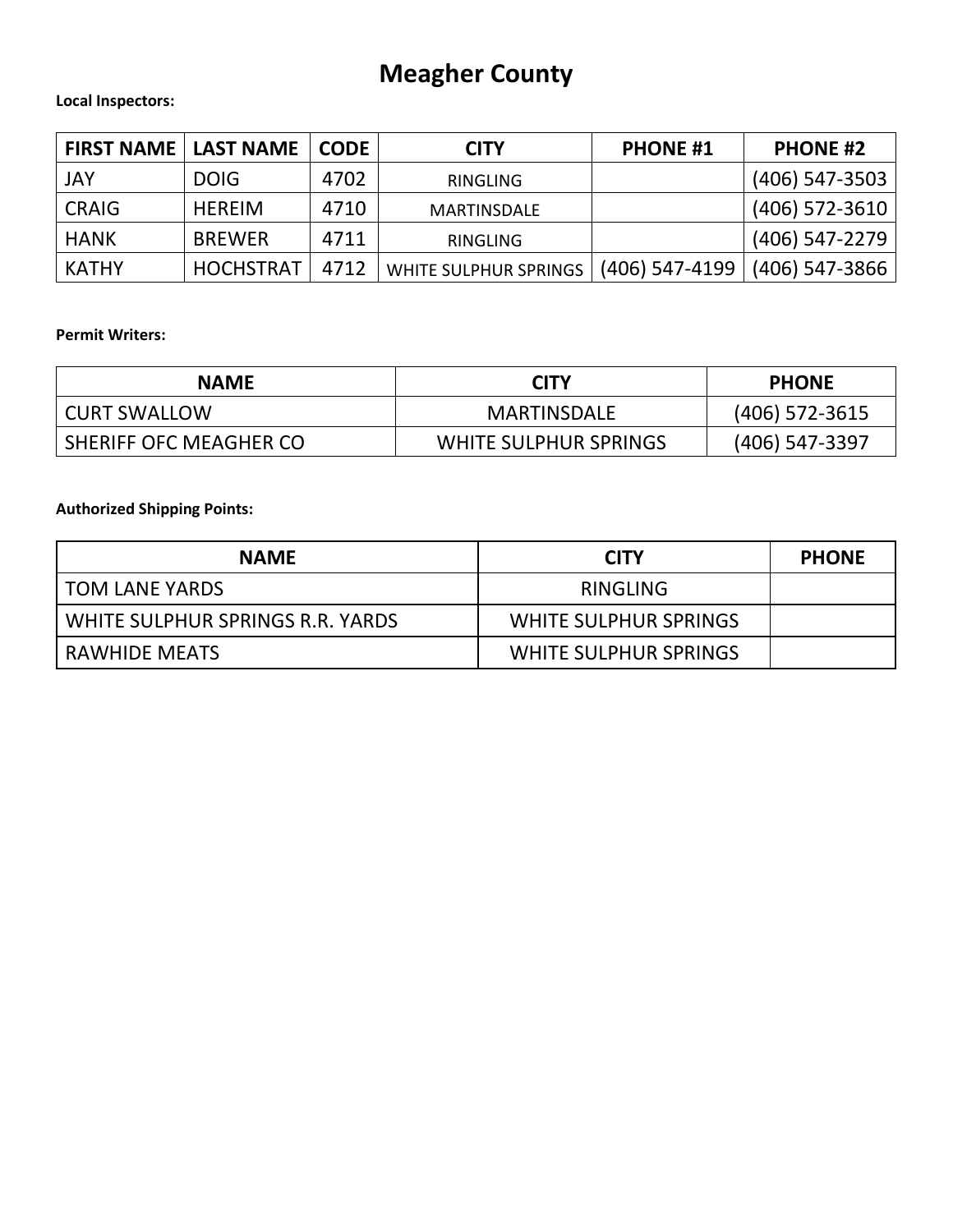# Meagher County

**Local Inspectors:**

| FIRST NAME | LAST NAME | CODE | CITY | PHONE #1 | PHONE #2 |
|---|---|---|---|---|---|
| JAY | DOIG | 4702 | RINGLING | | (406) 547-3503 |
| CRAIG | HEREIM | 4710 | MARTINSDALE | | (406) 572-3610 |
| HANK | BREWER | 4711 | RINGLING | | (406) 547-2279 |
| KATHY | HOCHSTRAT | 4712 | WHITE SULPHUR SPRINGS | (406) 547-4199 | (406) 547-3866 |

**Permit Writers:**

| NAME | CITY | PHONE |
|---|---|---|
| CURT SWALLOW | MARTINSDALE | (406) 572-3615 |
| SHERIFF OFC MEAGHER CO | WHITE SULPHUR SPRINGS | (406) 547-3397 |

**Authorized Shipping Points:**

| NAME | CITY | PHONE |
|---|---|---|
| TOM LANE YARDS | RINGLING | |
| WHITE SULPHUR SPRINGS R.R. YARDS | WHITE SULPHUR SPRINGS | |
| RAWHIDE MEATS | WHITE SULPHUR SPRINGS | |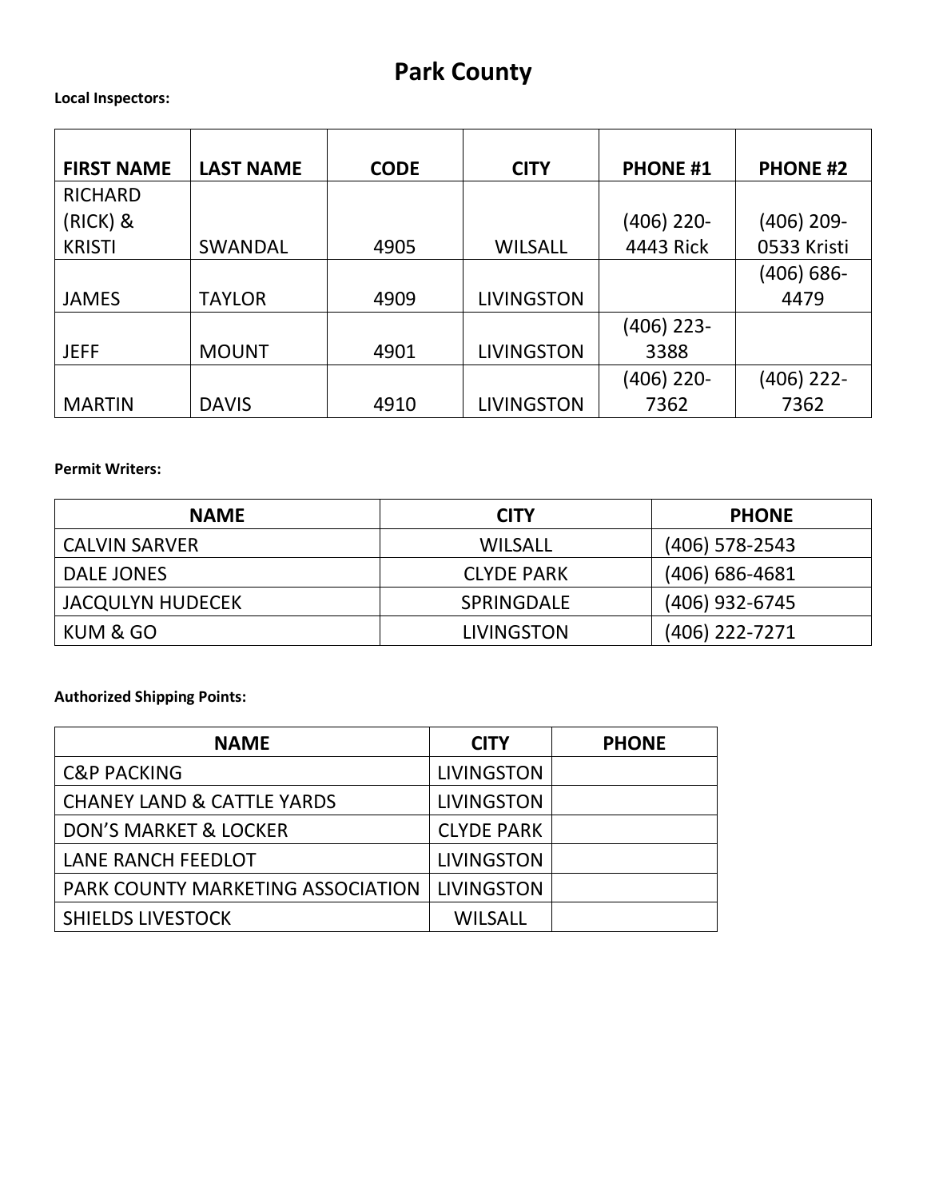# Park County

**Local Inspectors:**

| FIRST NAME | LAST NAME | CODE | CITY | PHONE #1 | PHONE #2 |
|---|---|---|---|---|---|
| RICHARD (RICK) & KRISTI | SWANDAL | 4905 | WILSALL | (406) 220-4443 Rick | (406) 209-0533 Kristi |
| JAMES | TAYLOR | 4909 | LIVINGSTON | | (406) 686-4479 |
| JEFF | MOUNT | 4901 | LIVINGSTON | (406) 223-3388 | |
| MARTIN | DAVIS | 4910 | LIVINGSTON | (406) 220-7362 | (406) 222-7362 |

**Permit Writers:**

| NAME | CITY | PHONE |
|---|---|---|
| CALVIN SARVER | WILSALL | (406) 578-2543 |
| DALE JONES | CLYDE PARK | (406) 686-4681 |
| JACQULYN HUDECEK | SPRINGDALE | (406) 932-6745 |
| KUM & GO | LIVINGSTON | (406) 222-7271 |

**Authorized Shipping Points:**

| NAME | CITY | PHONE |
|---|---|---|
| C&P PACKING | LIVINGSTON | |
| CHANEY LAND & CATTLE YARDS | LIVINGSTON | |
| DON'S MARKET & LOCKER | CLYDE PARK | |
| LANE RANCH FEEDLOT | LIVINGSTON | |
| PARK COUNTY MARKETING ASSOCIATION | LIVINGSTON | |
| SHIELDS LIVESTOCK | WILSALL | |